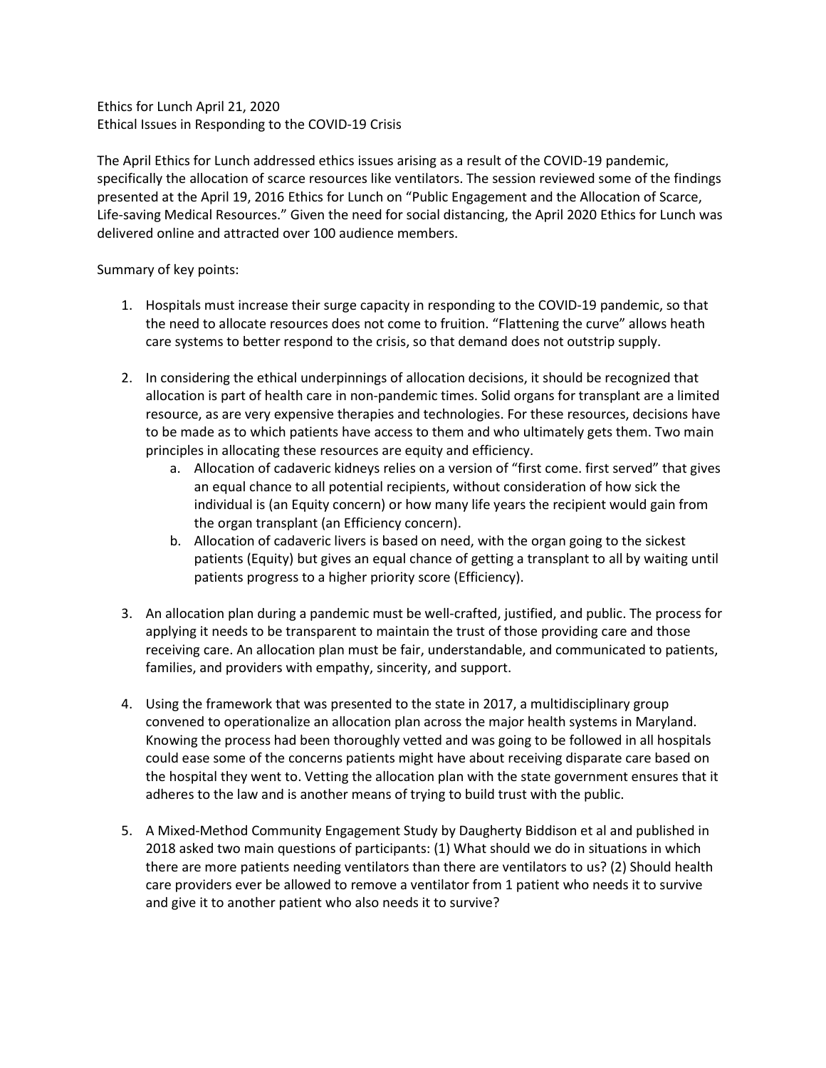Ethics for Lunch April 21, 2020
Ethical Issues in Responding to the COVID-19 Crisis

The April Ethics for Lunch addressed ethics issues arising as a result of the COVID-19 pandemic, specifically the allocation of scarce resources like ventilators. The session reviewed some of the findings presented at the April 19, 2016 Ethics for Lunch on "Public Engagement and the Allocation of Scarce, Life-saving Medical Resources." Given the need for social distancing, the April 2020 Ethics for Lunch was delivered online and attracted over 100 audience members.

Summary of key points:

1. Hospitals must increase their surge capacity in responding to the COVID-19 pandemic, so that the need to allocate resources does not come to fruition. "Flattening the curve" allows heath care systems to better respond to the crisis, so that demand does not outstrip supply.

2. In considering the ethical underpinnings of allocation decisions, it should be recognized that allocation is part of health care in non-pandemic times. Solid organs for transplant are a limited resource, as are very expensive therapies and technologies. For these resources, decisions have to be made as to which patients have access to them and who ultimately gets them. Two main principles in allocating these resources are equity and efficiency.
    a. Allocation of cadaveric kidneys relies on a version of "first come. first served" that gives an equal chance to all potential recipients, without consideration of how sick the individual is (an Equity concern) or how many life years the recipient would gain from the organ transplant (an Efficiency concern).
    b. Allocation of cadaveric livers is based on need, with the organ going to the sickest patients (Equity) but gives an equal chance of getting a transplant to all by waiting until patients progress to a higher priority score (Efficiency).

3. An allocation plan during a pandemic must be well-crafted, justified, and public. The process for applying it needs to be transparent to maintain the trust of those providing care and those receiving care. An allocation plan must be fair, understandable, and communicated to patients, families, and providers with empathy, sincerity, and support.

4. Using the framework that was presented to the state in 2017, a multidisciplinary group convened to operationalize an allocation plan across the major health systems in Maryland. Knowing the process had been thoroughly vetted and was going to be followed in all hospitals could ease some of the concerns patients might have about receiving disparate care based on the hospital they went to. Vetting the allocation plan with the state government ensures that it adheres to the law and is another means of trying to build trust with the public.

5. A Mixed-Method Community Engagement Study by Daugherty Biddison et al and published in 2018 asked two main questions of participants: (1) What should we do in situations in which there are more patients needing ventilators than there are ventilators to us? (2) Should health care providers ever be allowed to remove a ventilator from 1 patient who needs it to survive and give it to another patient who also needs it to survive?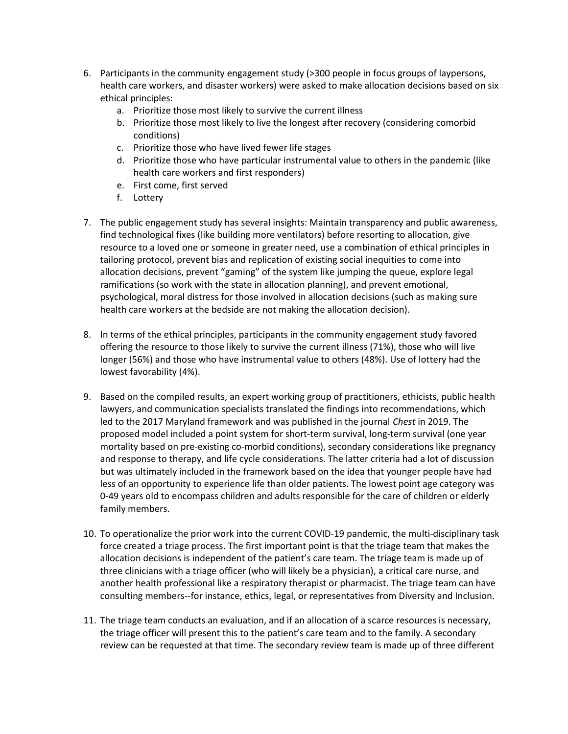6. Participants in the community engagement study (>300 people in focus groups of laypersons, health care workers, and disaster workers) were asked to make allocation decisions based on six ethical principles:
    a. Prioritize those most likely to survive the current illness
    b. Prioritize those most likely to live the longest after recovery (considering comorbid conditions)
    c. Prioritize those who have lived fewer life stages
    d. Prioritize those who have particular instrumental value to others in the pandemic (like health care workers and first responders)
    e. First come, first served
    f. Lottery

7. The public engagement study has several insights: Maintain transparency and public awareness, find technological fixes (like building more ventilators) before resorting to allocation, give resource to a loved one or someone in greater need, use a combination of ethical principles in tailoring protocol, prevent bias and replication of existing social inequities to come into allocation decisions, prevent "gaming" of the system like jumping the queue, explore legal ramifications (so work with the state in allocation planning), and prevent emotional, psychological, moral distress for those involved in allocation decisions (such as making sure health care workers at the bedside are not making the allocation decision).

8. In terms of the ethical principles, participants in the community engagement study favored offering the resource to those likely to survive the current illness (71%), those who will live longer (56%) and those who have instrumental value to others (48%). Use of lottery had the lowest favorability (4%).

9. Based on the compiled results, an expert working group of practitioners, ethicists, public health lawyers, and communication specialists translated the findings into recommendations, which led to the 2017 Maryland framework and was published in the journal *Chest* in 2019. The proposed model included a point system for short-term survival, long-term survival (one year mortality based on pre-existing co-morbid conditions), secondary considerations like pregnancy and response to therapy, and life cycle considerations. The latter criteria had a lot of discussion but was ultimately included in the framework based on the idea that younger people have had less of an opportunity to experience life than older patients. The lowest point age category was 0-49 years old to encompass children and adults responsible for the care of children or elderly family members.

10. To operationalize the prior work into the current COVID-19 pandemic, the multi-disciplinary task force created a triage process. The first important point is that the triage team that makes the allocation decisions is independent of the patient's care team. The triage team is made up of three clinicians with a triage officer (who will likely be a physician), a critical care nurse, and another health professional like a respiratory therapist or pharmacist. The triage team can have consulting members--for instance, ethics, legal, or representatives from Diversity and Inclusion.

11. The triage team conducts an evaluation, and if an allocation of a scarce resources is necessary, the triage officer will present this to the patient's care team and to the family. A secondary review can be requested at that time. The secondary review team is made up of three different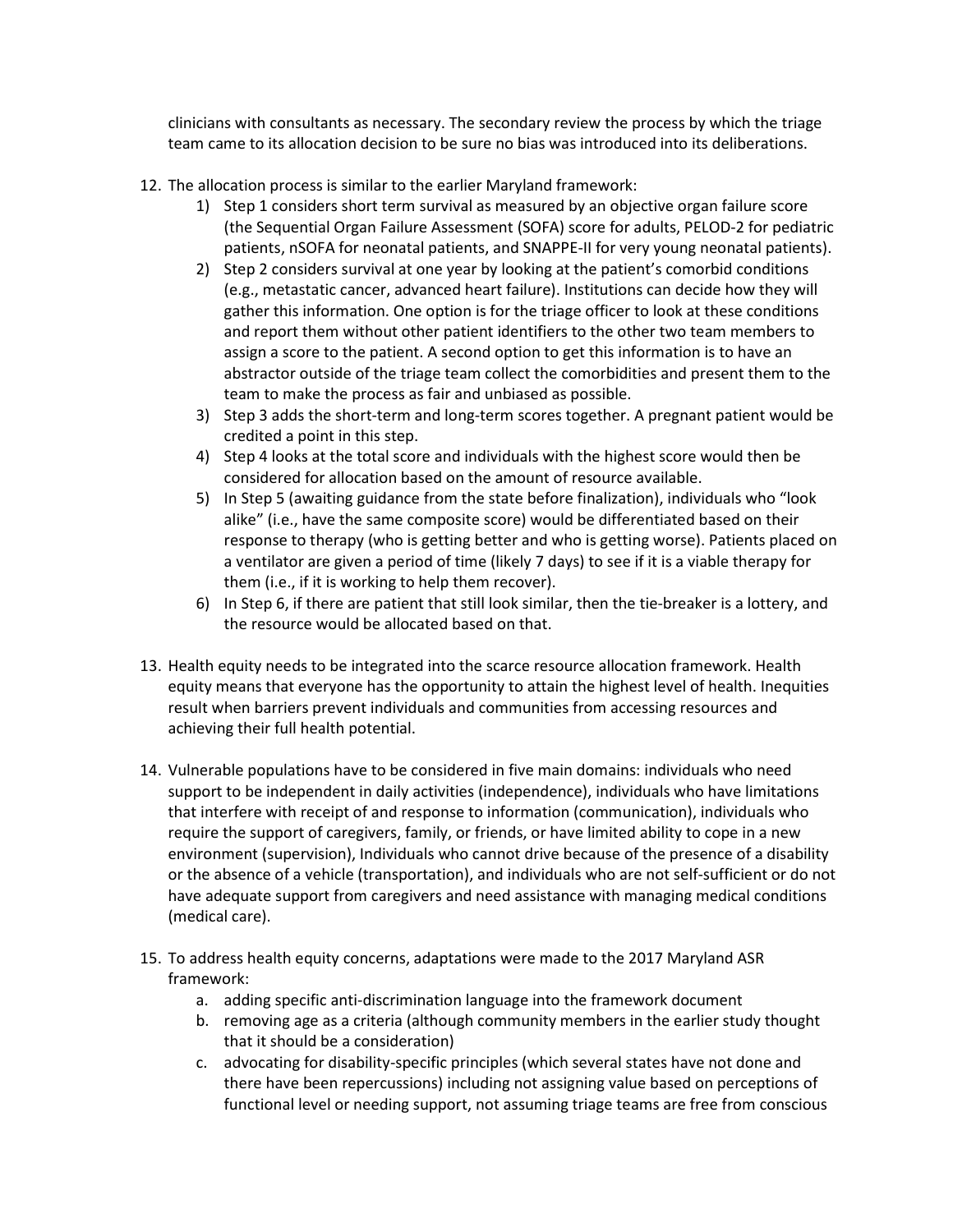clinicians with consultants as necessary. The secondary review the process by which the triage team came to its allocation decision to be sure no bias was introduced into its deliberations.

12. The allocation process is similar to the earlier Maryland framework:
    1) Step 1 considers short term survival as measured by an objective organ failure score (the Sequential Organ Failure Assessment (SOFA) score for adults, PELOD-2 for pediatric patients, nSOFA for neonatal patients, and SNAPPE-II for very young neonatal patients).
    2) Step 2 considers survival at one year by looking at the patient's comorbid conditions (e.g., metastatic cancer, advanced heart failure). Institutions can decide how they will gather this information. One option is for the triage officer to look at these conditions and report them without other patient identifiers to the other two team members to assign a score to the patient. A second option to get this information is to have an abstractor outside of the triage team collect the comorbidities and present them to the team to make the process as fair and unbiased as possible.
    3) Step 3 adds the short-term and long-term scores together. A pregnant patient would be credited a point in this step.
    4) Step 4 looks at the total score and individuals with the highest score would then be considered for allocation based on the amount of resource available.
    5) In Step 5 (awaiting guidance from the state before finalization), individuals who "look alike" (i.e., have the same composite score) would be differentiated based on their response to therapy (who is getting better and who is getting worse). Patients placed on a ventilator are given a period of time (likely 7 days) to see if it is a viable therapy for them (i.e., if it is working to help them recover).
    6) In Step 6, if there are patient that still look similar, then the tie-breaker is a lottery, and the resource would be allocated based on that.

13. Health equity needs to be integrated into the scarce resource allocation framework. Health equity means that everyone has the opportunity to attain the highest level of health. Inequities result when barriers prevent individuals and communities from accessing resources and achieving their full health potential.

14. Vulnerable populations have to be considered in five main domains: individuals who need support to be independent in daily activities (independence), individuals who have limitations that interfere with receipt of and response to information (communication), individuals who require the support of caregivers, family, or friends, or have limited ability to cope in a new environment (supervision), Individuals who cannot drive because of the presence of a disability or the absence of a vehicle (transportation), and individuals who are not self-sufficient or do not have adequate support from caregivers and need assistance with managing medical conditions (medical care).

15. To address health equity concerns, adaptations were made to the 2017 Maryland ASR framework:
    a. adding specific anti-discrimination language into the framework document
    b. removing age as a criteria (although community members in the earlier study thought that it should be a consideration)
    c. advocating for disability-specific principles (which several states have not done and there have been repercussions) including not assigning value based on perceptions of functional level or needing support, not assuming triage teams are free from conscious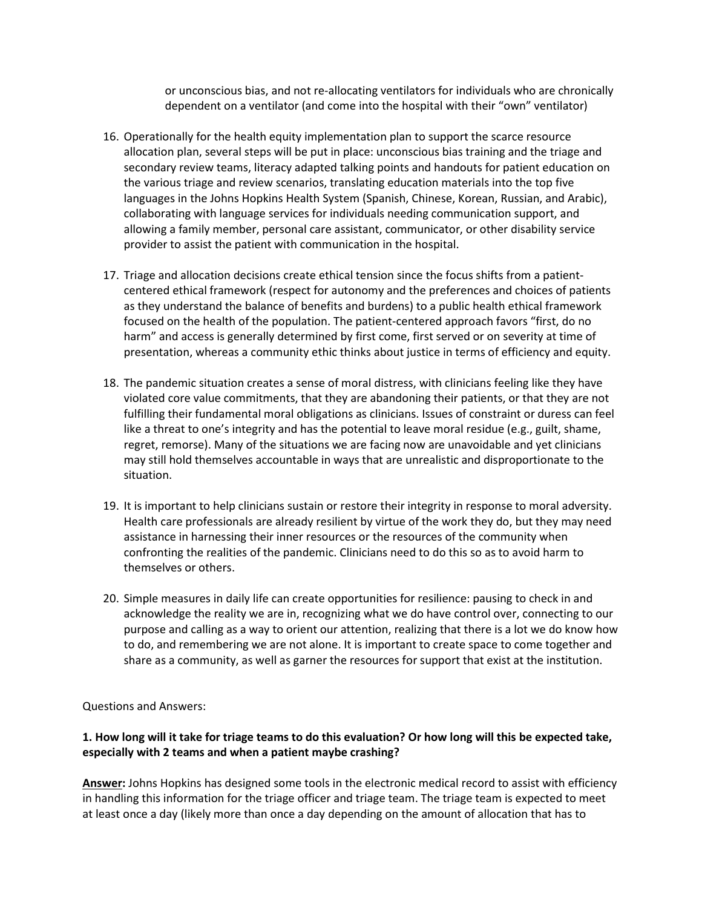or unconscious bias, and not re-allocating ventilators for individuals who are chronically dependent on a ventilator (and come into the hospital with their "own" ventilator)

16. Operationally for the health equity implementation plan to support the scarce resource allocation plan, several steps will be put in place: unconscious bias training and the triage and secondary review teams, literacy adapted talking points and handouts for patient education on the various triage and review scenarios, translating education materials into the top five languages in the Johns Hopkins Health System (Spanish, Chinese, Korean, Russian, and Arabic), collaborating with language services for individuals needing communication support, and allowing a family member, personal care assistant, communicator, or other disability service provider to assist the patient with communication in the hospital.

17. Triage and allocation decisions create ethical tension since the focus shifts from a patient-centered ethical framework (respect for autonomy and the preferences and choices of patients as they understand the balance of benefits and burdens) to a public health ethical framework focused on the health of the population. The patient-centered approach favors "first, do no harm" and access is generally determined by first come, first served or on severity at time of presentation, whereas a community ethic thinks about justice in terms of efficiency and equity.

18. The pandemic situation creates a sense of moral distress, with clinicians feeling like they have violated core value commitments, that they are abandoning their patients, or that they are not fulfilling their fundamental moral obligations as clinicians. Issues of constraint or duress can feel like a threat to one's integrity and has the potential to leave moral residue (e.g., guilt, shame, regret, remorse). Many of the situations we are facing now are unavoidable and yet clinicians may still hold themselves accountable in ways that are unrealistic and disproportionate to the situation.

19. It is important to help clinicians sustain or restore their integrity in response to moral adversity. Health care professionals are already resilient by virtue of the work they do, but they may need assistance in harnessing their inner resources or the resources of the community when confronting the realities of the pandemic. Clinicians need to do this so as to avoid harm to themselves or others.

20. Simple measures in daily life can create opportunities for resilience: pausing to check in and acknowledge the reality we are in, recognizing what we do have control over, connecting to our purpose and calling as a way to orient our attention, realizing that there is a lot we do know how to do, and remembering we are not alone. It is important to create space to come together and share as a community, as well as garner the resources for support that exist at the institution.

Questions and Answers:

**1. How long will it take for triage teams to do this evaluation? Or how long will this be expected take, especially with 2 teams and when a patient maybe crashing?**

**Answer:** Johns Hopkins has designed some tools in the electronic medical record to assist with efficiency in handling this information for the triage officer and triage team. The triage team is expected to meet at least once a day (likely more than once a day depending on the amount of allocation that has to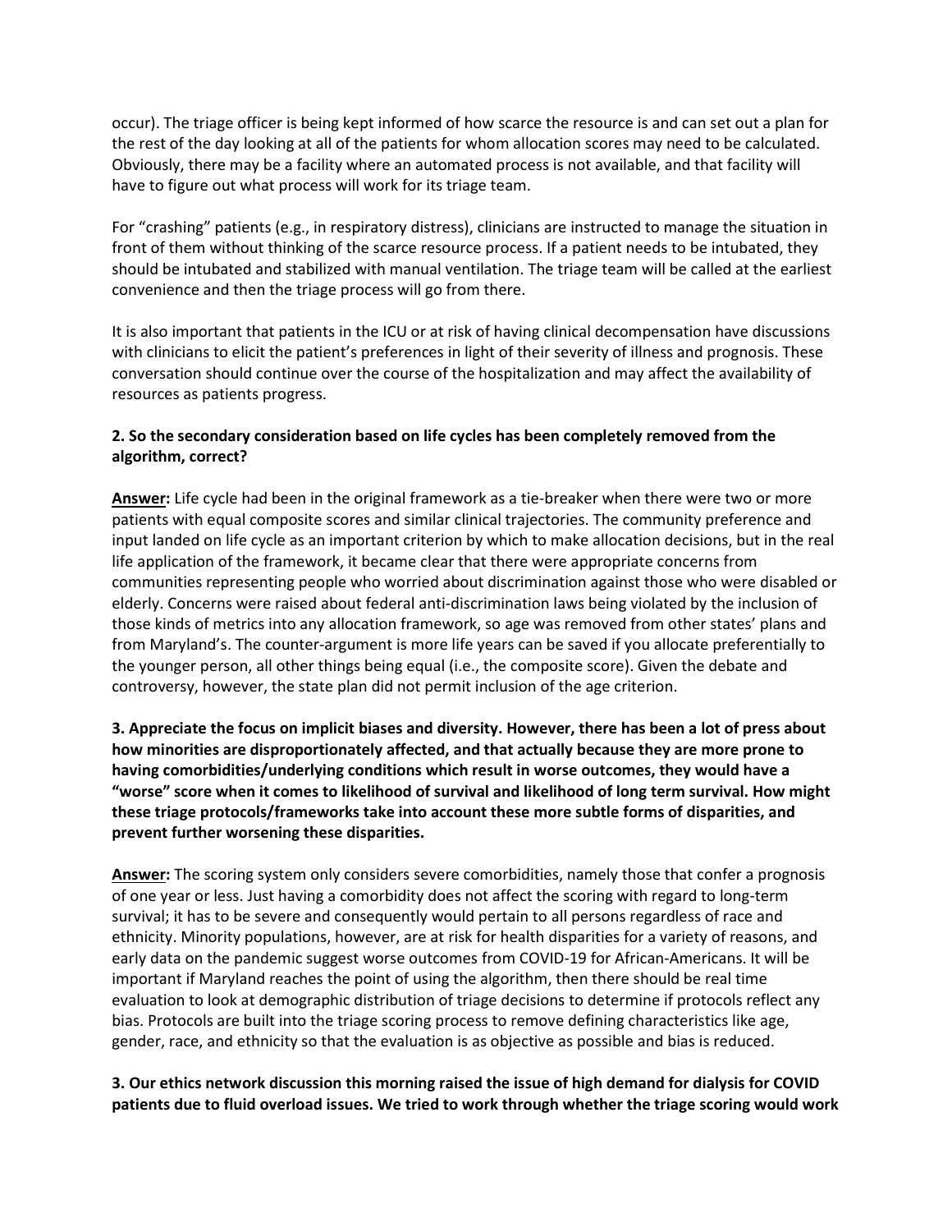occur). The triage officer is being kept informed of how scarce the resource is and can set out a plan for the rest of the day looking at all of the patients for whom allocation scores may need to be calculated. Obviously, there may be a facility where an automated process is not available, and that facility will have to figure out what process will work for its triage team.

For "crashing" patients (e.g., in respiratory distress), clinicians are instructed to manage the situation in front of them without thinking of the scarce resource process. If a patient needs to be intubated, they should be intubated and stabilized with manual ventilation. The triage team will be called at the earliest convenience and then the triage process will go from there.

It is also important that patients in the ICU or at risk of having clinical decompensation have discussions with clinicians to elicit the patient's preferences in light of their severity of illness and prognosis. These conversation should continue over the course of the hospitalization and may affect the availability of resources as patients progress.

**2. So the secondary consideration based on life cycles has been completely removed from the algorithm, correct?**

**Answer:** Life cycle had been in the original framework as a tie-breaker when there were two or more patients with equal composite scores and similar clinical trajectories. The community preference and input landed on life cycle as an important criterion by which to make allocation decisions, but in the real life application of the framework, it became clear that there were appropriate concerns from communities representing people who worried about discrimination against those who were disabled or elderly. Concerns were raised about federal anti-discrimination laws being violated by the inclusion of those kinds of metrics into any allocation framework, so age was removed from other states' plans and from Maryland's. The counter-argument is more life years can be saved if you allocate preferentially to the younger person, all other things being equal (i.e., the composite score). Given the debate and controversy, however, the state plan did not permit inclusion of the age criterion.

**3. Appreciate the focus on implicit biases and diversity. However, there has been a lot of press about how minorities are disproportionately affected, and that actually because they are more prone to having comorbidities/underlying conditions which result in worse outcomes, they would have a "worse" score when it comes to likelihood of survival and likelihood of long term survival. How might these triage protocols/frameworks take into account these more subtle forms of disparities, and prevent further worsening these disparities.**

**Answer:** The scoring system only considers severe comorbidities, namely those that confer a prognosis of one year or less. Just having a comorbidity does not affect the scoring with regard to long-term survival; it has to be severe and consequently would pertain to all persons regardless of race and ethnicity. Minority populations, however, are at risk for health disparities for a variety of reasons, and early data on the pandemic suggest worse outcomes from COVID-19 for African-Americans. It will be important if Maryland reaches the point of using the algorithm, then there should be real time evaluation to look at demographic distribution of triage decisions to determine if protocols reflect any bias. Protocols are built into the triage scoring process to remove defining characteristics like age, gender, race, and ethnicity so that the evaluation is as objective as possible and bias is reduced.

**3. Our ethics network discussion this morning raised the issue of high demand for dialysis for COVID patients due to fluid overload issues. We tried to work through whether the triage scoring would work**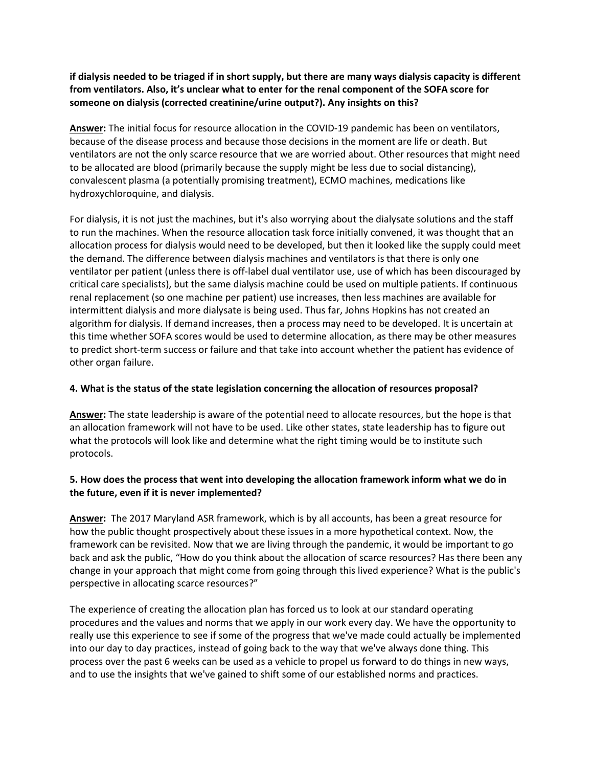**if dialysis needed to be triaged if in short supply, but there are many ways dialysis capacity is different from ventilators. Also, it's unclear what to enter for the renal component of the SOFA score for someone on dialysis (corrected creatinine/urine output?). Any insights on this?**

**Answer:** The initial focus for resource allocation in the COVID-19 pandemic has been on ventilators, because of the disease process and because those decisions in the moment are life or death. But ventilators are not the only scarce resource that we are worried about. Other resources that might need to be allocated are blood (primarily because the supply might be less due to social distancing), convalescent plasma (a potentially promising treatment), ECMO machines, medications like hydroxychloroquine, and dialysis.

For dialysis, it is not just the machines, but it's also worrying about the dialysate solutions and the staff to run the machines. When the resource allocation task force initially convened, it was thought that an allocation process for dialysis would need to be developed, but then it looked like the supply could meet the demand. The difference between dialysis machines and ventilators is that there is only one ventilator per patient (unless there is off-label dual ventilator use, use of which has been discouraged by critical care specialists), but the same dialysis machine could be used on multiple patients. If continuous renal replacement (so one machine per patient) use increases, then less machines are available for intermittent dialysis and more dialysate is being used. Thus far, Johns Hopkins has not created an algorithm for dialysis. If demand increases, then a process may need to be developed. It is uncertain at this time whether SOFA scores would be used to determine allocation, as there may be other measures to predict short-term success or failure and that take into account whether the patient has evidence of other organ failure.

**4. What is the status of the state legislation concerning the allocation of resources proposal?**

**Answer:** The state leadership is aware of the potential need to allocate resources, but the hope is that an allocation framework will not have to be used. Like other states, state leadership has to figure out what the protocols will look like and determine what the right timing would be to institute such protocols.

**5. How does the process that went into developing the allocation framework inform what we do in the future, even if it is never implemented?**

**Answer:** The 2017 Maryland ASR framework, which is by all accounts, has been a great resource for how the public thought prospectively about these issues in a more hypothetical context. Now, the framework can be revisited. Now that we are living through the pandemic, it would be important to go back and ask the public, "How do you think about the allocation of scarce resources? Has there been any change in your approach that might come from going through this lived experience? What is the public's perspective in allocating scarce resources?"

The experience of creating the allocation plan has forced us to look at our standard operating procedures and the values and norms that we apply in our work every day. We have the opportunity to really use this experience to see if some of the progress that we've made could actually be implemented into our day to day practices, instead of going back to the way that we've always done thing. This process over the past 6 weeks can be used as a vehicle to propel us forward to do things in new ways, and to use the insights that we've gained to shift some of our established norms and practices.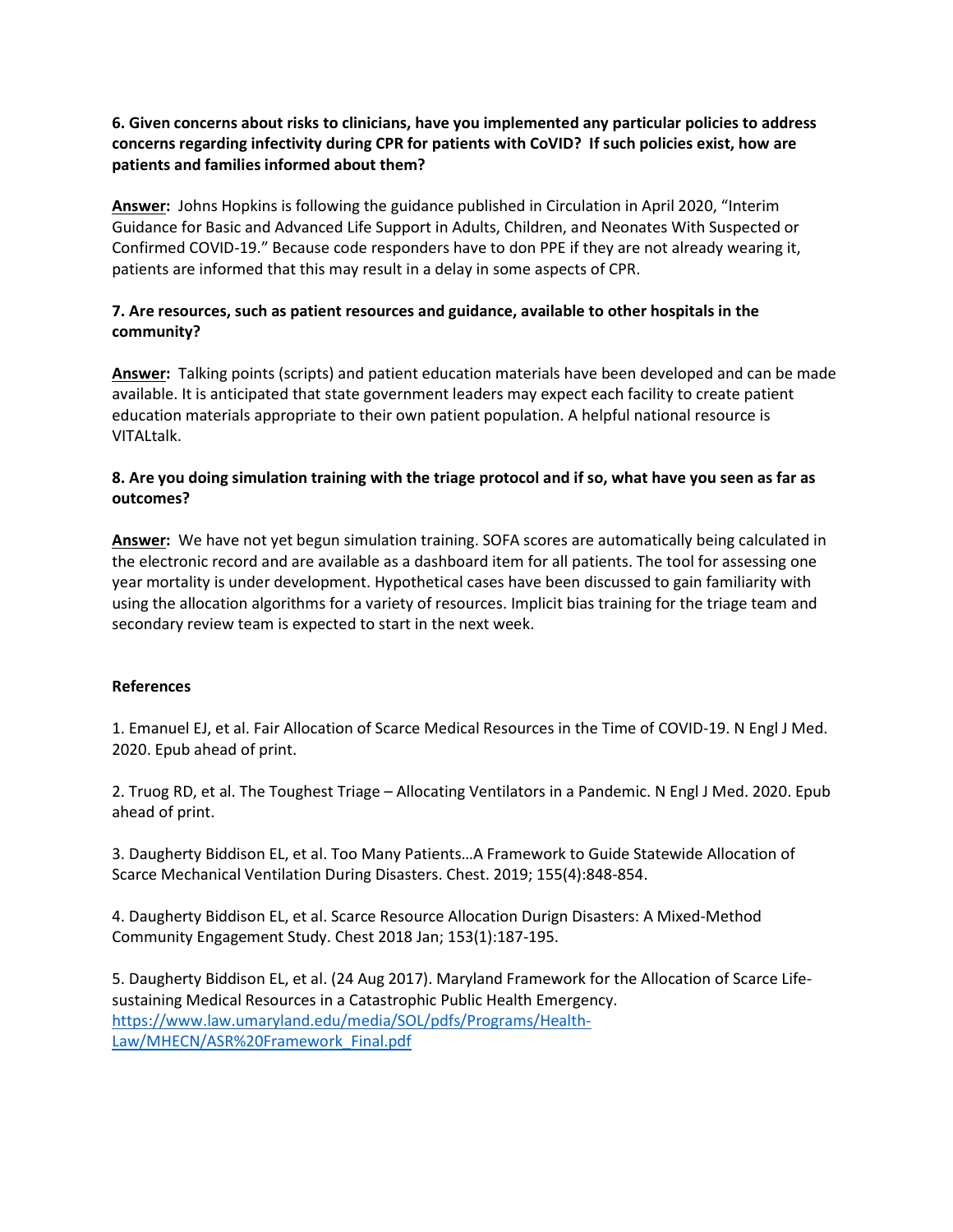**6. Given concerns about risks to clinicians, have you implemented any particular policies to address concerns regarding infectivity during CPR for patients with CoVID? If such policies exist, how are patients and families informed about them?**

**Answer:** Johns Hopkins is following the guidance published in Circulation in April 2020, "Interim Guidance for Basic and Advanced Life Support in Adults, Children, and Neonates With Suspected or Confirmed COVID-19." Because code responders have to don PPE if they are not already wearing it, patients are informed that this may result in a delay in some aspects of CPR.

**7. Are resources, such as patient resources and guidance, available to other hospitals in the community?**

**Answer:** Talking points (scripts) and patient education materials have been developed and can be made available. It is anticipated that state government leaders may expect each facility to create patient education materials appropriate to their own patient population. A helpful national resource is VITALtalk.

**8. Are you doing simulation training with the triage protocol and if so, what have you seen as far as outcomes?**

**Answer:** We have not yet begun simulation training. SOFA scores are automatically being calculated in the electronic record and are available as a dashboard item for all patients. The tool for assessing one year mortality is under development. Hypothetical cases have been discussed to gain familiarity with using the allocation algorithms for a variety of resources. Implicit bias training for the triage team and secondary review team is expected to start in the next week.

**References**

1. Emanuel EJ, et al. Fair Allocation of Scarce Medical Resources in the Time of COVID-19. N Engl J Med. 2020. Epub ahead of print.

2. Truog RD, et al. The Toughest Triage – Allocating Ventilators in a Pandemic. N Engl J Med. 2020. Epub ahead of print.

3. Daugherty Biddison EL, et al. Too Many Patients…A Framework to Guide Statewide Allocation of Scarce Mechanical Ventilation During Disasters. Chest. 2019; 155(4):848-854.

4. Daugherty Biddison EL, et al. Scarce Resource Allocation Durign Disasters: A Mixed-Method Community Engagement Study. Chest 2018 Jan; 153(1):187-195.

5. Daugherty Biddison EL, et al. (24 Aug 2017). Maryland Framework for the Allocation of Scarce Life-sustaining Medical Resources in a Catastrophic Public Health Emergency. https://www.law.umaryland.edu/media/SOL/pdfs/Programs/Health-Law/MHECN/ASR%20Framework_Final.pdf